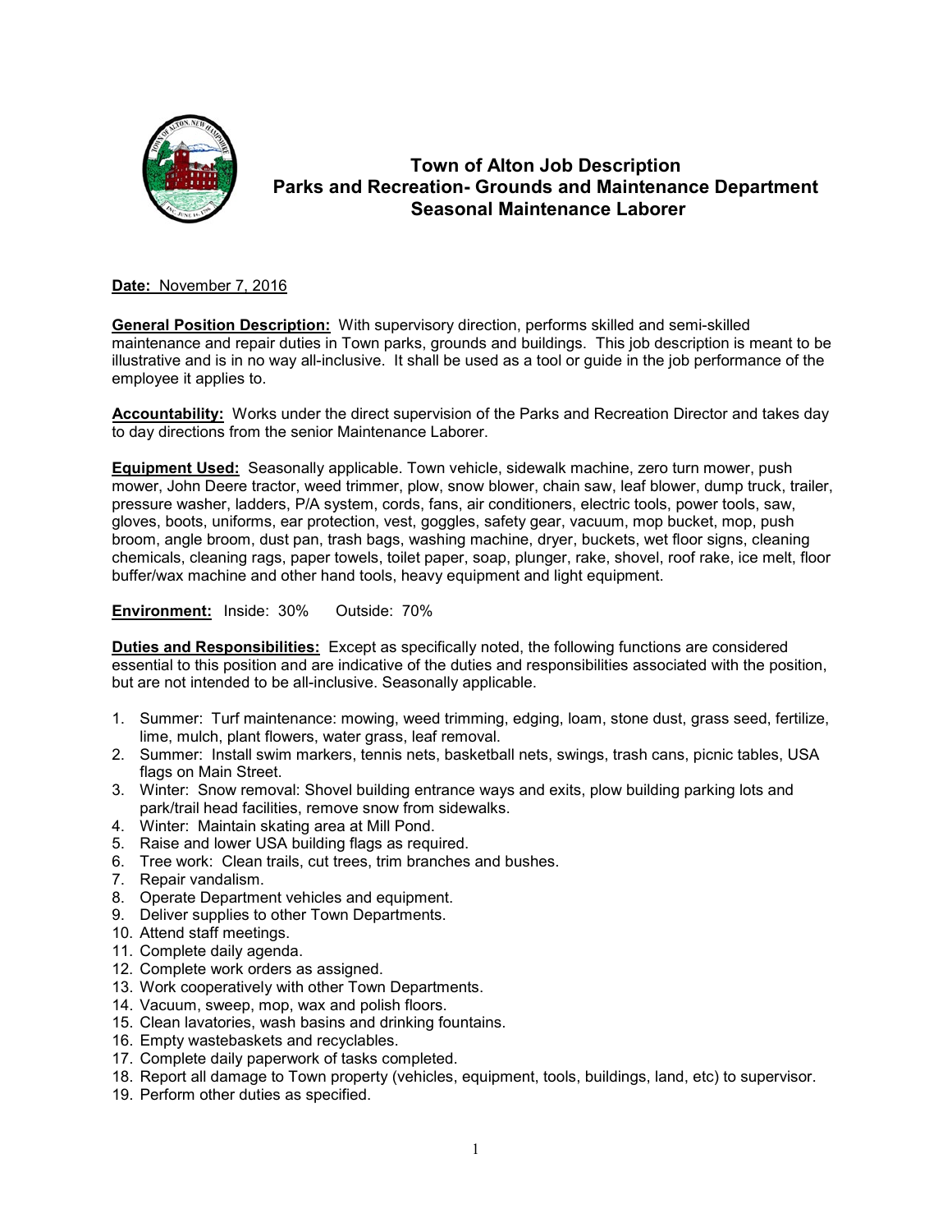# Town of Alton Job Description
## Parks and Recreation- Grounds and Maintenance Department
## Seasonal Maintenance Laborer

**Date:** November 7, 2016

**General Position Description:** With supervisory direction, performs skilled and semi-skilled maintenance and repair duties in Town parks, grounds and buildings. This job description is meant to be illustrative and is in no way all-inclusive. It shall be used as a tool or guide in the job performance of the employee it applies to.

**Accountability:** Works under the direct supervision of the Parks and Recreation Director and takes day to day directions from the senior Maintenance Laborer.

**Equipment Used:** Seasonally applicable. Town vehicle, sidewalk machine, zero turn mower, push mower, John Deere tractor, weed trimmer, plow, snow blower, chain saw, leaf blower, dump truck, trailer, pressure washer, ladders, P/A system, cords, fans, air conditioners, electric tools, power tools, saw, gloves, boots, uniforms, ear protection, vest, goggles, safety gear, vacuum, mop bucket, mop, push broom, angle broom, dust pan, trash bags, washing machine, dryer, buckets, wet floor signs, cleaning chemicals, cleaning rags, paper towels, toilet paper, soap, plunger, rake, shovel, roof rake, ice melt, floor buffer/wax machine and other hand tools, heavy equipment and light equipment.

**Environment:** Inside: 30% Outside: 70%

**Duties and Responsibilities:** Except as specifically noted, the following functions are considered essential to this position and are indicative of the duties and responsibilities associated with the position, but are not intended to be all-inclusive. Seasonally applicable.

1. Summer: Turf maintenance: mowing, weed trimming, edging, loam, stone dust, grass seed, fertilize, lime, mulch, plant flowers, water grass, leaf removal.
2. Summer: Install swim markers, tennis nets, basketball nets, swings, trash cans, picnic tables, USA flags on Main Street.
3. Winter: Snow removal: Shovel building entrance ways and exits, plow building parking lots and park/trail head facilities, remove snow from sidewalks.
4. Winter: Maintain skating area at Mill Pond.
5. Raise and lower USA building flags as required.
6. Tree work: Clean trails, cut trees, trim branches and bushes.
7. Repair vandalism.
8. Operate Department vehicles and equipment.
9. Deliver supplies to other Town Departments.
10. Attend staff meetings.
11. Complete daily agenda.
12. Complete work orders as assigned.
13. Work cooperatively with other Town Departments.
14. Vacuum, sweep, mop, wax and polish floors.
15. Clean lavatories, wash basins and drinking fountains.
16. Empty wastebaskets and recyclables.
17. Complete daily paperwork of tasks completed.
18. Report all damage to Town property (vehicles, equipment, tools, buildings, land, etc) to supervisor.
19. Perform other duties as specified.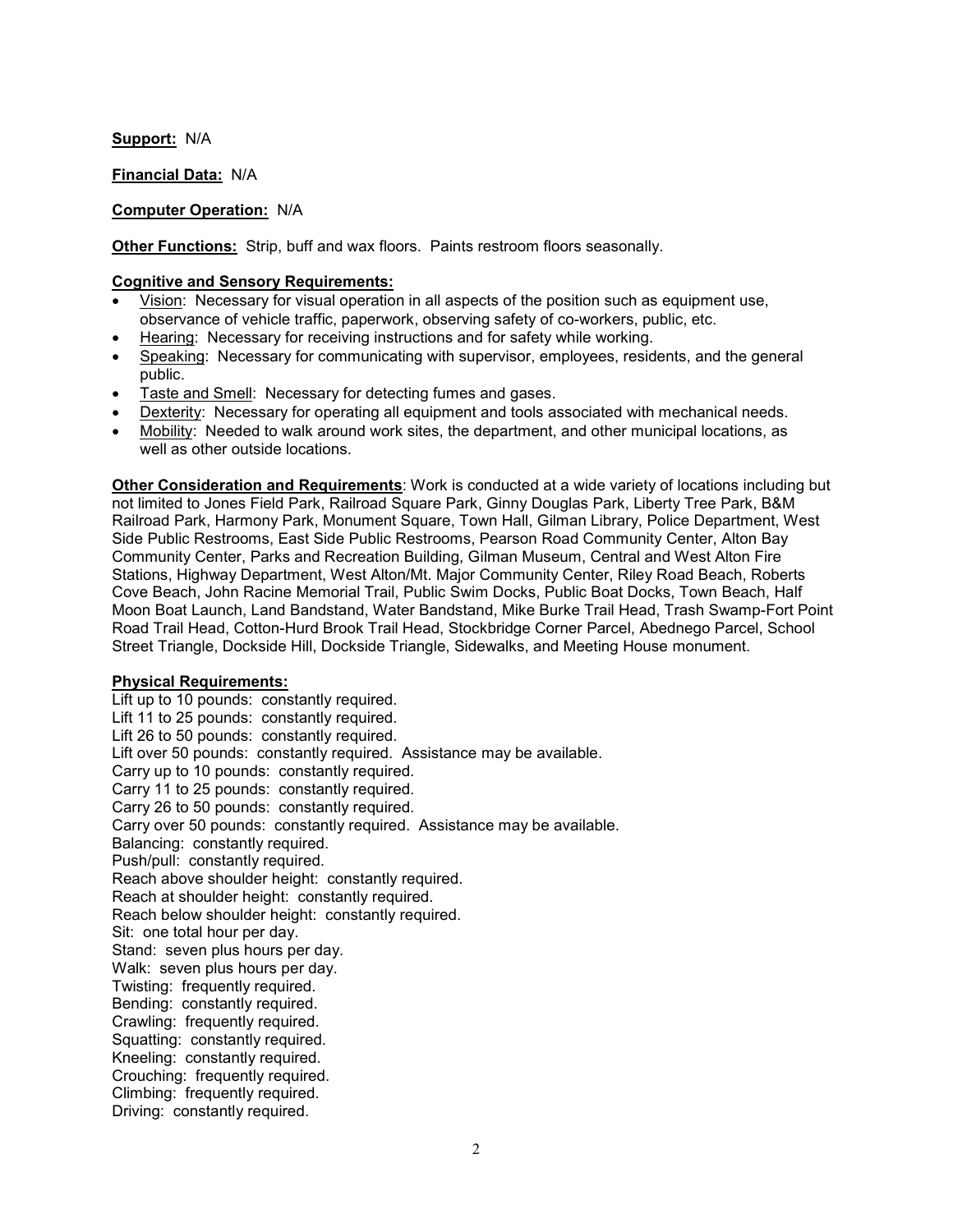**Support:** N/A

**Financial Data:** N/A

**Computer Operation:** N/A

**Other Functions:** Strip, buff and wax floors. Paints restroom floors seasonally.

**Cognitive and Sensory Requirements:**

- Vision: Necessary for visual operation in all aspects of the position such as equipment use, observance of vehicle traffic, paperwork, observing safety of co-workers, public, etc.
- Hearing: Necessary for receiving instructions and for safety while working.
- Speaking: Necessary for communicating with supervisor, employees, residents, and the general public.
- Taste and Smell: Necessary for detecting fumes and gases.
- Dexterity: Necessary for operating all equipment and tools associated with mechanical needs.
- Mobility: Needed to walk around work sites, the department, and other municipal locations, as well as other outside locations.

**Other Consideration and Requirements**: Work is conducted at a wide variety of locations including but not limited to Jones Field Park, Railroad Square Park, Ginny Douglas Park, Liberty Tree Park, B&M Railroad Park, Harmony Park, Monument Square, Town Hall, Gilman Library, Police Department, West Side Public Restrooms, East Side Public Restrooms, Pearson Road Community Center, Alton Bay Community Center, Parks and Recreation Building, Gilman Museum, Central and West Alton Fire Stations, Highway Department, West Alton/Mt. Major Community Center, Riley Road Beach, Roberts Cove Beach, John Racine Memorial Trail, Public Swim Docks, Public Boat Docks, Town Beach, Half Moon Boat Launch, Land Bandstand, Water Bandstand, Mike Burke Trail Head, Trash Swamp-Fort Point Road Trail Head, Cotton-Hurd Brook Trail Head, Stockbridge Corner Parcel, Abednego Parcel, School Street Triangle, Dockside Hill, Dockside Triangle, Sidewalks, and Meeting House monument.

**Physical Requirements:**

Lift up to 10 pounds: constantly required.
Lift 11 to 25 pounds: constantly required.
Lift 26 to 50 pounds: constantly required.
Lift over 50 pounds: constantly required. Assistance may be available.
Carry up to 10 pounds: constantly required.
Carry 11 to 25 pounds: constantly required.
Carry 26 to 50 pounds: constantly required.
Carry over 50 pounds: constantly required. Assistance may be available.
Balancing: constantly required.
Push/pull: constantly required.
Reach above shoulder height: constantly required.
Reach at shoulder height: constantly required.
Reach below shoulder height: constantly required.
Sit: one total hour per day.
Stand: seven plus hours per day.
Walk: seven plus hours per day.
Twisting: frequently required.
Bending: constantly required.
Crawling: frequently required.
Squatting: constantly required.
Kneeling: constantly required.
Crouching: frequently required.
Climbing: frequently required.
Driving: constantly required.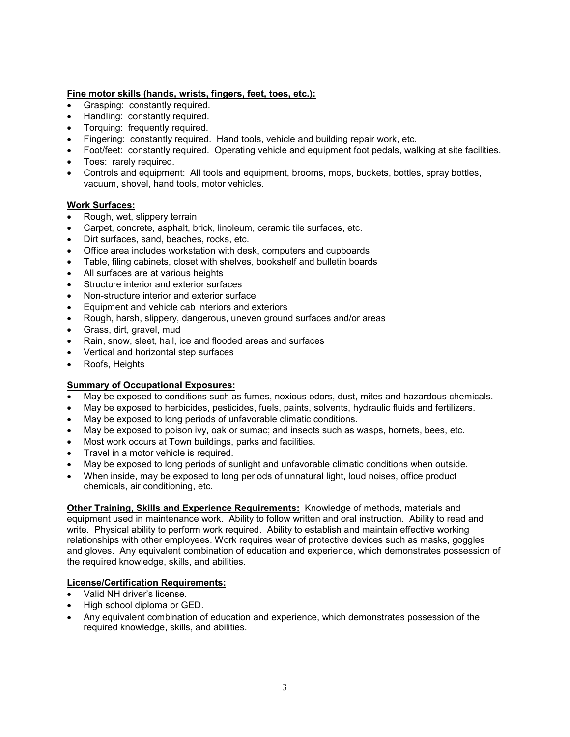**Fine motor skills (hands, wrists, fingers, feet, toes, etc.):**

- Grasping: constantly required.
- Handling: constantly required.
- Torquing: frequently required.
- Fingering: constantly required. Hand tools, vehicle and building repair work, etc.
- Foot/feet: constantly required. Operating vehicle and equipment foot pedals, walking at site facilities.
- Toes: rarely required.
- Controls and equipment: All tools and equipment, brooms, mops, buckets, bottles, spray bottles, vacuum, shovel, hand tools, motor vehicles.

**Work Surfaces:**

- Rough, wet, slippery terrain
- Carpet, concrete, asphalt, brick, linoleum, ceramic tile surfaces, etc.
- Dirt surfaces, sand, beaches, rocks, etc.
- Office area includes workstation with desk, computers and cupboards
- Table, filing cabinets, closet with shelves, bookshelf and bulletin boards
- All surfaces are at various heights
- Structure interior and exterior surfaces
- Non-structure interior and exterior surface
- Equipment and vehicle cab interiors and exteriors
- Rough, harsh, slippery, dangerous, uneven ground surfaces and/or areas
- Grass, dirt, gravel, mud
- Rain, snow, sleet, hail, ice and flooded areas and surfaces
- Vertical and horizontal step surfaces
- Roofs, Heights

**Summary of Occupational Exposures:**

- May be exposed to conditions such as fumes, noxious odors, dust, mites and hazardous chemicals.
- May be exposed to herbicides, pesticides, fuels, paints, solvents, hydraulic fluids and fertilizers.
- May be exposed to long periods of unfavorable climatic conditions.
- May be exposed to poison ivy, oak or sumac; and insects such as wasps, hornets, bees, etc.
- Most work occurs at Town buildings, parks and facilities.
- Travel in a motor vehicle is required.
- May be exposed to long periods of sunlight and unfavorable climatic conditions when outside.
- When inside, may be exposed to long periods of unnatural light, loud noises, office product chemicals, air conditioning, etc.

**Other Training, Skills and Experience Requirements:** Knowledge of methods, materials and equipment used in maintenance work. Ability to follow written and oral instruction. Ability to read and write. Physical ability to perform work required. Ability to establish and maintain effective working relationships with other employees. Work requires wear of protective devices such as masks, goggles and gloves. Any equivalent combination of education and experience, which demonstrates possession of the required knowledge, skills, and abilities.

**License/Certification Requirements:**

- Valid NH driver's license.
- High school diploma or GED.
- Any equivalent combination of education and experience, which demonstrates possession of the required knowledge, skills, and abilities.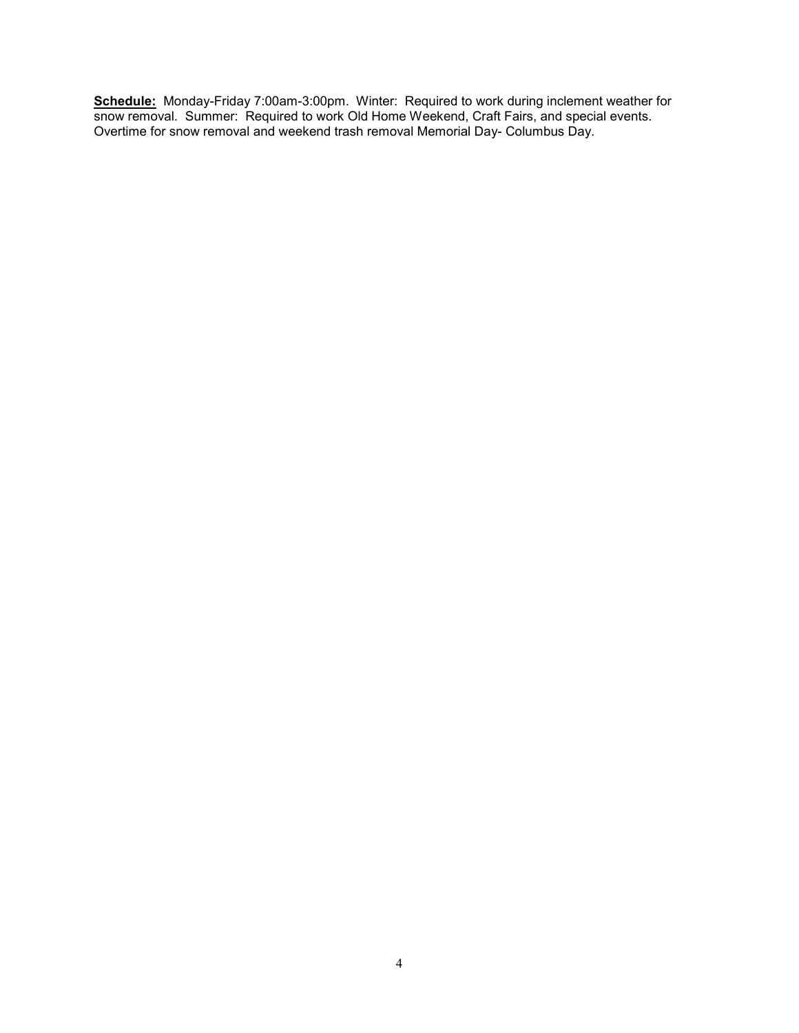**Schedule:** Monday-Friday 7:00am-3:00pm. Winter: Required to work during inclement weather for snow removal. Summer: Required to work Old Home Weekend, Craft Fairs, and special events. Overtime for snow removal and weekend trash removal Memorial Day- Columbus Day.